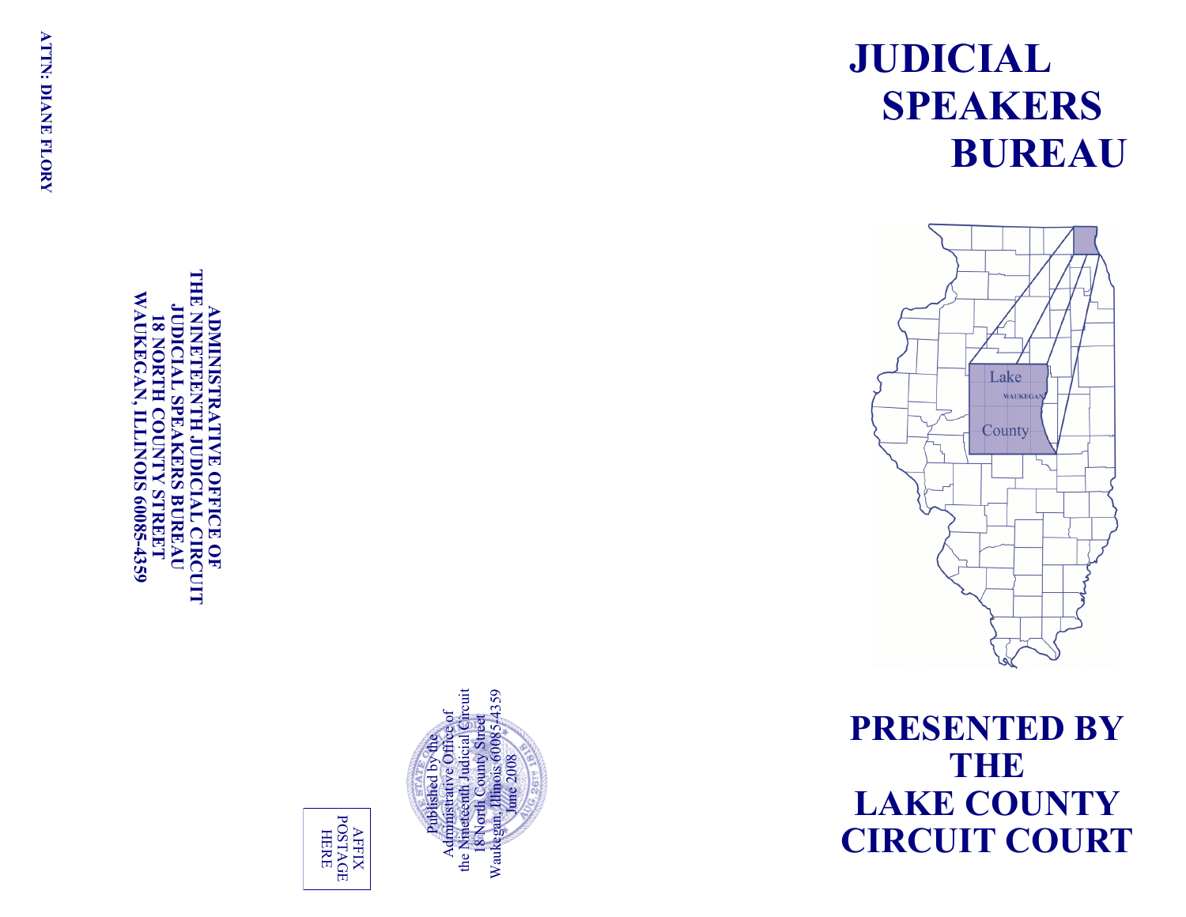ATTN: DIANE FLORY

ADMINISTRATIVE OFFICE OF
THE NINETEENTH JUDICIAL CIRCUIT
JUDICIAL SPEAKERS BUREAU
18 NORTH COUNTY STREET
WAUKEGAN, ILLINOIS 60085-4359

AFFIX
POSTAGE
HERE

Published by the
Administrative Office of
the Nineteenth Judicial Circuit
18 North County Street
Waukegan, Illinois 60085-4359
June 2008

# JUDICIAL SPEAKERS BUREAU

Lake County
WAUKEGAN

# PRESENTED BY THE LAKE COUNTY CIRCUIT COURT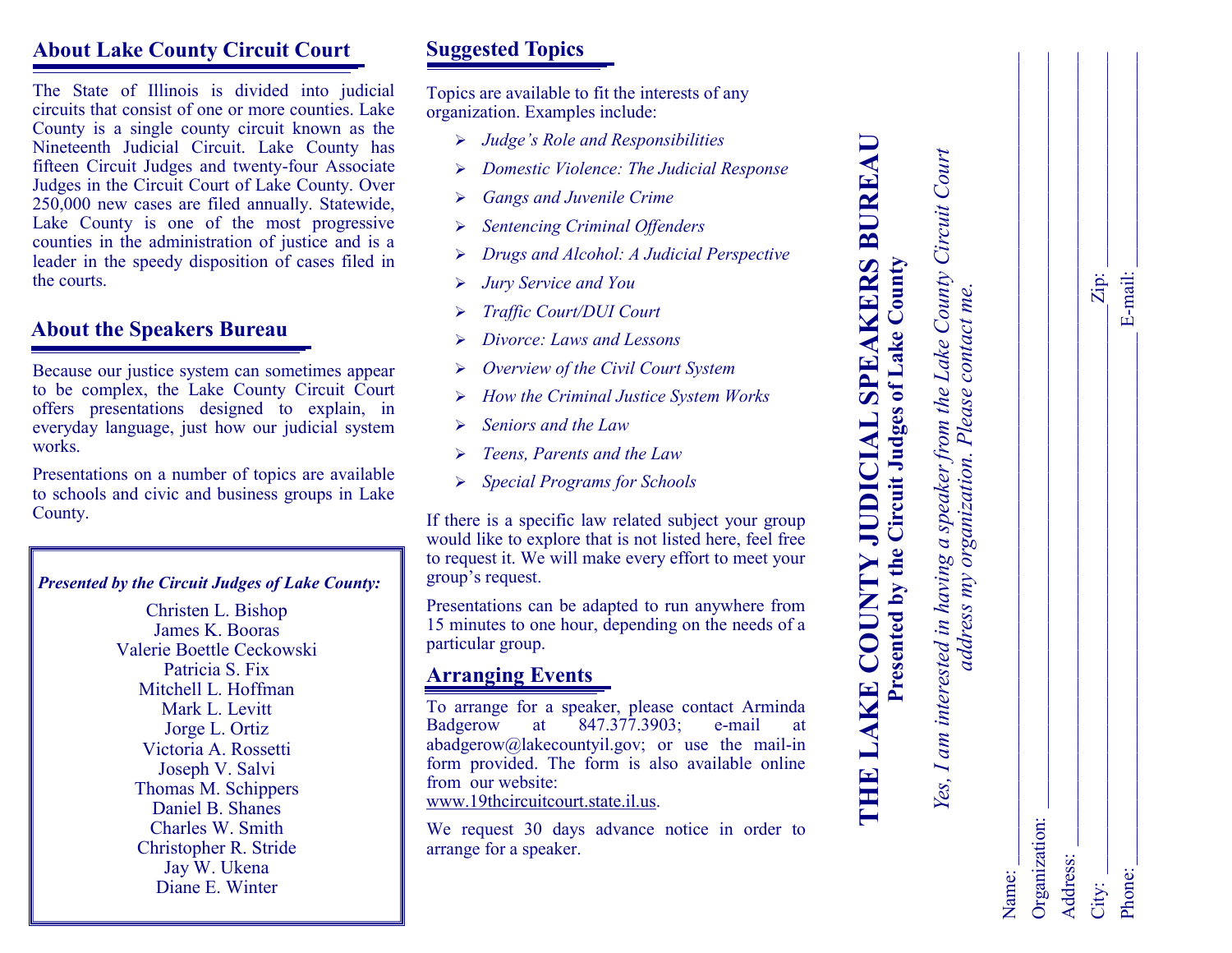## About Lake County Circuit Court

The State of Illinois is divided into judicial circuits that consist of one or more counties. Lake County is a single county circuit known as the Nineteenth Judicial Circuit. Lake County has fifteen Circuit Judges and twenty-four Associate Judges in the Circuit Court of Lake County. Over 250,000 new cases are filed annually. Statewide, Lake County is one of the most progressive counties in the administration of justice and is a leader in the speedy disposition of cases filed in the courts.

## About the Speakers Bureau

Because our justice system can sometimes appear to be complex, the Lake County Circuit Court offers presentations designed to explain, in everyday language, just how our judicial system works.

Presentations on a number of topics are available to schools and civic and business groups in Lake County.

***Presented by the Circuit Judges of Lake County:***

Christen L. Bishop
James K. Booras
Valerie Boettle Ceckowski
Patricia S. Fix
Mitchell L. Hoffman
Mark L. Levitt
Jorge L. Ortiz
Victoria A. Rossetti
Joseph V. Salvi
Thomas M. Schippers
Daniel B. Shanes
Charles W. Smith
Christopher R. Stride
Jay W. Ukena
Diane E. Winter

## Suggested Topics

Topics are available to fit the interests of any organization. Examples include:

- *Judge's Role and Responsibilities*
- *Domestic Violence: The Judicial Response*
- *Gangs and Juvenile Crime*
- *Sentencing Criminal Offenders*
- *Drugs and Alcohol: A Judicial Perspective*
- *Jury Service and You*
- *Traffic Court/DUI Court*
- *Divorce: Laws and Lessons*
- *Overview of the Civil Court System*
- *How the Criminal Justice System Works*
- *Seniors and the Law*
- *Teens, Parents and the Law*
- *Special Programs for Schools*

If there is a specific law related subject your group would like to explore that is not listed here, feel free to request it. We will make every effort to meet your group's request.

Presentations can be adapted to run anywhere from 15 minutes to one hour, depending on the needs of a particular group.

## Arranging Events

To arrange for a speaker, please contact Arminda Badgerow at 847.377.3903; e-mail at abadgerow@lakecountyil.gov; or use the mail-in form provided. The form is also available online from our website: www.19thcircuitcourt.state.il.us.

We request 30 days advance notice in order to arrange for a speaker.

# THE LAKE COUNTY JUDICIAL SPEAKERS BUREAU

**Presented by the Circuit Judges of Lake County**

*Yes, I am interested in having a speaker from the Lake County Circuit Court address my organization. Please contact me.*

Name: ____________________

Organization: ____________________

Address: ____________________

City: ____________________ Zip: ________

Phone: ____________________ E-mail: ________